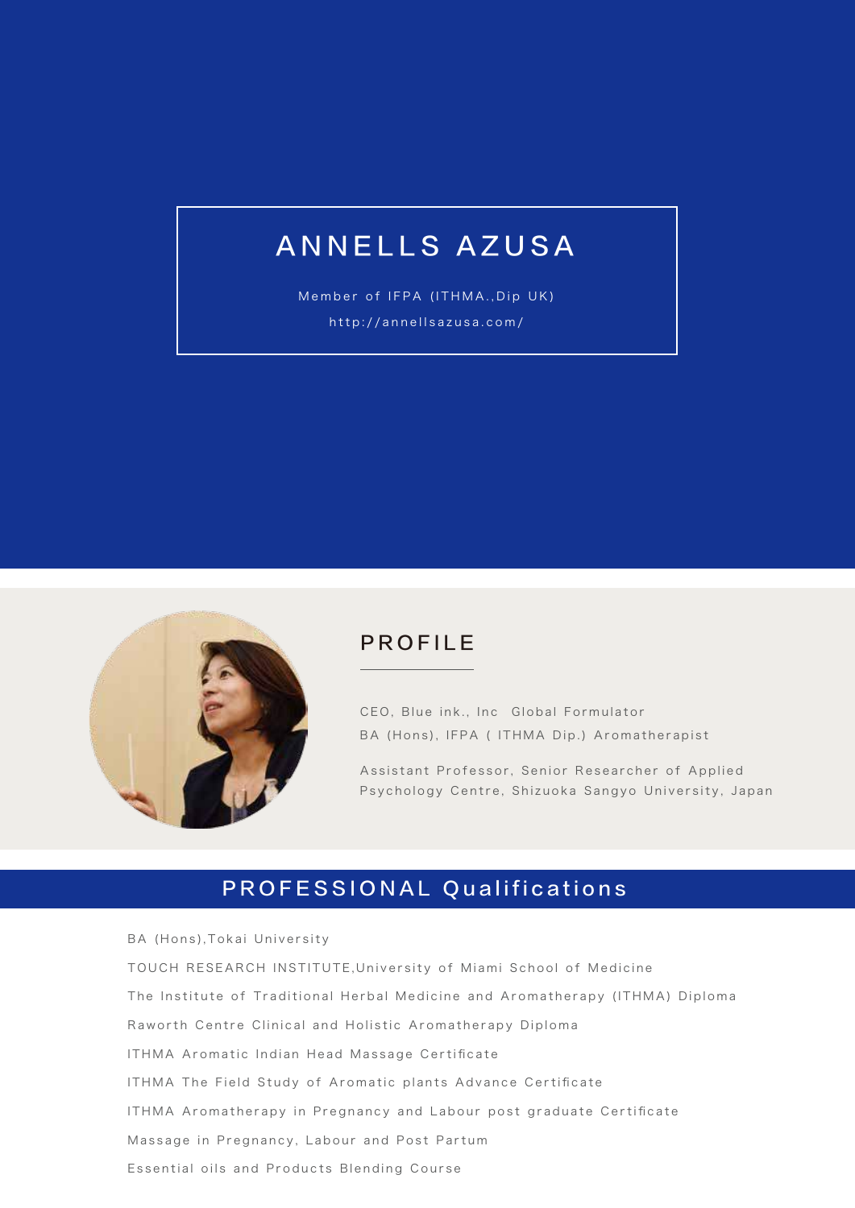# ANNELLS AZUSA

Member of IFPA (ITHMA.,Dip UK)

http://annellsazusa.com/

## PROFILE

CEO, Blue ink., Inc  Global Formulator
BA (Hons), IFPA ( ITHMA Dip.) Aromatherapist

Assistant Professor, Senior Researcher of Applied Psychology Centre, Shizuoka Sangyo University, Japan

## PROFESSIONAL Qualifications

BA (Hons),Tokai University

TOUCH RESEARCH INSTITUTE,University of Miami School of Medicine

The Institute of Traditional Herbal Medicine and Aromatherapy (ITHMA) Diploma

Raworth Centre Clinical and Holistic Aromatherapy Diploma

ITHMA Aromatic Indian Head Massage Certificate

ITHMA The Field Study of Aromatic plants Advance Certificate

ITHMA Aromatherapy in Pregnancy and Labour post graduate Certificate

Massage in Pregnancy, Labour and Post Partum

Essential oils and Products Blending Course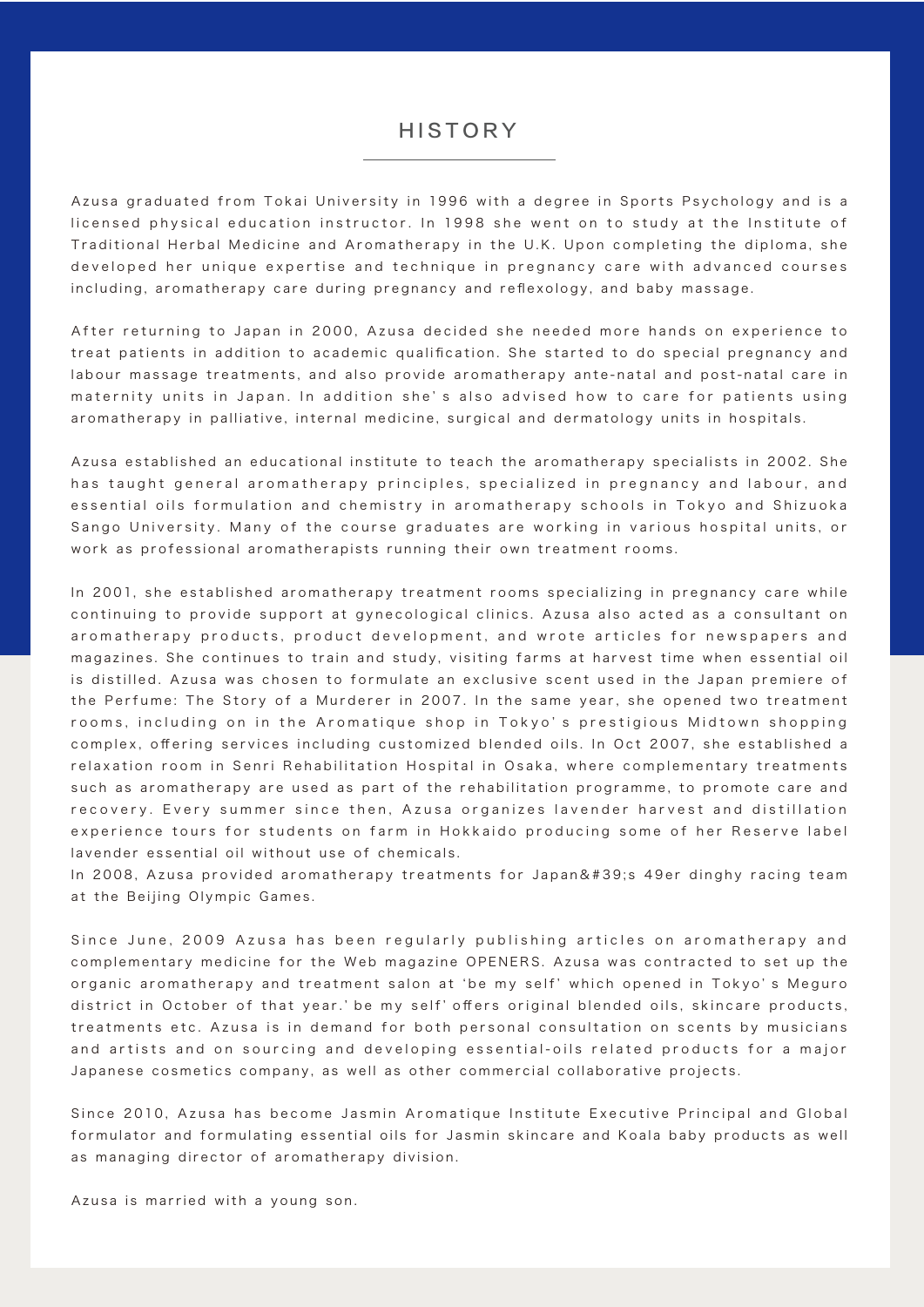# HISTORY

Azusa graduated from Tokai University in 1996 with a degree in Sports Psychology and is a licensed physical education instructor. In 1998 she went on to study at the Institute of Traditional Herbal Medicine and Aromatherapy in the U.K. Upon completing the diploma, she developed her unique expertise and technique in pregnancy care with advanced courses including, aromatherapy care during pregnancy and reflexology, and baby massage.

After returning to Japan in 2000, Azusa decided she needed more hands on experience to treat patients in addition to academic qualification. She started to do special pregnancy and labour massage treatments, and also provide aromatherapy ante-natal and post-natal care in maternity units in Japan. In addition she's also advised how to care for patients using aromatherapy in palliative, internal medicine, surgical and dermatology units in hospitals.

Azusa established an educational institute to teach the aromatherapy specialists in 2002. She has taught general aromatherapy principles, specialized in pregnancy and labour, and essential oils formulation and chemistry in aromatherapy schools in Tokyo and Shizuoka Sango University. Many of the course graduates are working in various hospital units, or work as professional aromatherapists running their own treatment rooms.

In 2001, she established aromatherapy treatment rooms specializing in pregnancy care while continuing to provide support at gynecological clinics. Azusa also acted as a consultant on aromatherapy products, product development, and wrote articles for newspapers and magazines. She continues to train and study, visiting farms at harvest time when essential oil is distilled. Azusa was chosen to formulate an exclusive scent used in the Japan premiere of the Perfume: The Story of a Murderer in 2007. In the same year, she opened two treatment rooms, including on in the Aromatique shop in Tokyo's prestigious Midtown shopping complex, offering services including customized blended oils. In Oct 2007, she established a relaxation room in Senri Rehabilitation Hospital in Osaka, where complementary treatments such as aromatherapy are used as part of the rehabilitation programme, to promote care and recovery. Every summer since then, Azusa organizes lavender harvest and distillation experience tours for students on farm in Hokkaido producing some of her Reserve label lavender essential oil without use of chemicals.
In 2008, Azusa provided aromatherapy treatments for Japan&#39;s 49er dinghy racing team at the Beijing Olympic Games.

Since June, 2009 Azusa has been regularly publishing articles on aromatherapy and complementary medicine for the Web magazine OPENERS. Azusa was contracted to set up the organic aromatherapy and treatment salon at 'be my self' which opened in Tokyo's Meguro district in October of that year.' be my self' offers original blended oils, skincare products, treatments etc. Azusa is in demand for both personal consultation on scents by musicians and artists and on sourcing and developing essential-oils related products for a major Japanese cosmetics company, as well as other commercial collaborative projects.

Since 2010, Azusa has become Jasmin Aromatique Institute Executive Principal and Global formulator and formulating essential oils for Jasmin skincare and Koala baby products as well as managing director of aromatherapy division.

Azusa is married with a young son.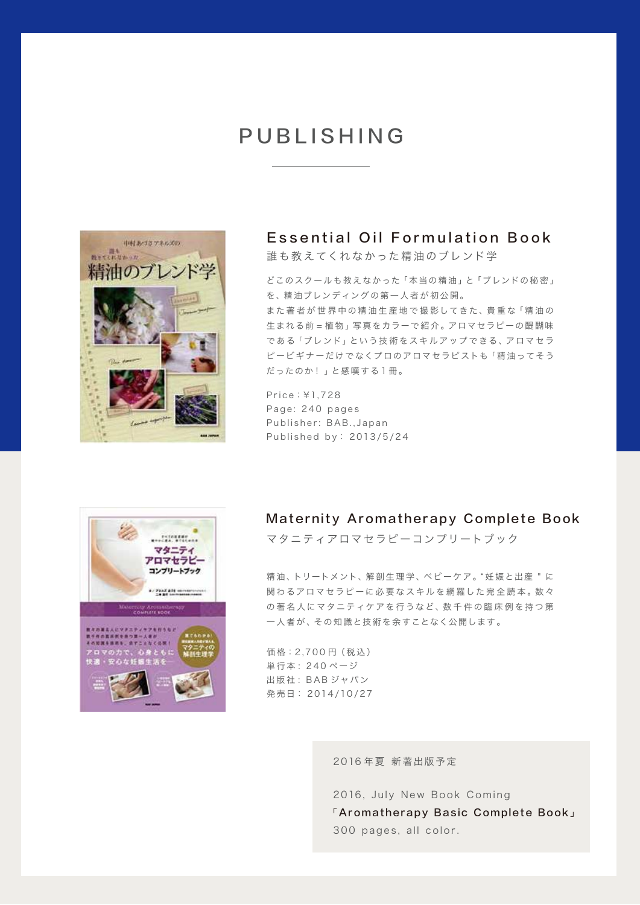# PUBLISHING

## Essential Oil Formulation Book

誰も教えてくれなかった精油のブレンド学

どこのスクールも教えなかった「本当の精油」と「ブレンドの秘密」を、精油ブレンディングの第一人者が初公開。
また著者が世界中の精油生産地で撮影してきた、貴重な「精油の生まれる前＝植物」写真をカラーで紹介。アロマセラピーの醍醐味である「ブレンド」という技術をスキルアップできる、アロマセラピービギナーだけでなくプロのアロマセラピストも「精油ってそうだったのか！」と感嘆する１冊。

Price：¥1,728
Page: 240 pages
Publisher: BAB.,Japan
Published by: 2013/5/24

## Maternity Aromatherapy Complete Book

マタニティアロマセラピーコンプリートブック

精油、トリートメント、解剖生理学、ベビーケア。“妊娠と出産 " に関わるアロマセラピーに必要なスキルを網羅した完全読本。数々の著名人にマタニティケアを行うなど、数千件の臨床例を持つ第一人者が、その知識と技術を余すことなく公開します。

価格：2,700 円（税込）
単行本：240 ページ
出版社：BAB ジャパン
発売日：2014/10/27

2016 年夏 新著出版予定

2016, July New Book Coming
「Aromatherapy Basic Complete Book」
300 pages, all color.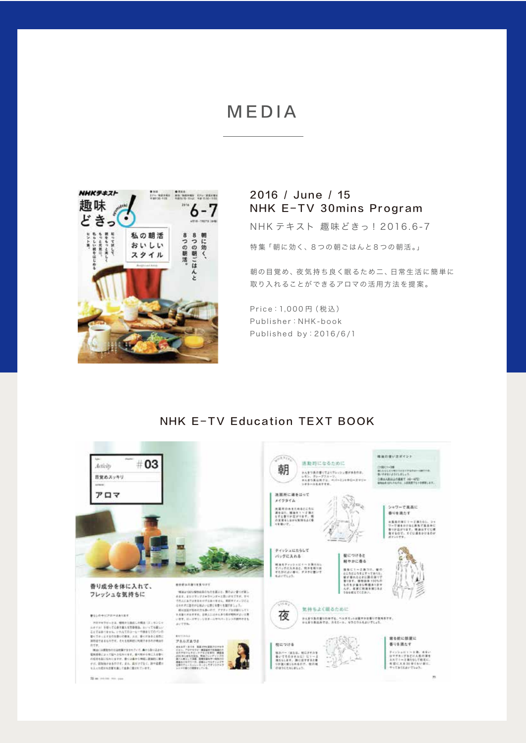# MEDIA

## 2016 / June / 15
## NHK E-TV 30mins Program

NHK テキスト　趣味どきっ！2016.6-7

特集「朝に効く、８つの朝ごはんと８つの朝活。」

朝の目覚め、夜気持ち良く眠るため二、日常生活に簡単に取り入れることができるアロマの活用方法を提案。

Price：1,000円（税込）
Publisher：NHK-book
Published by：2016/6/1

## NHK E-TV Education TEXT BOOK